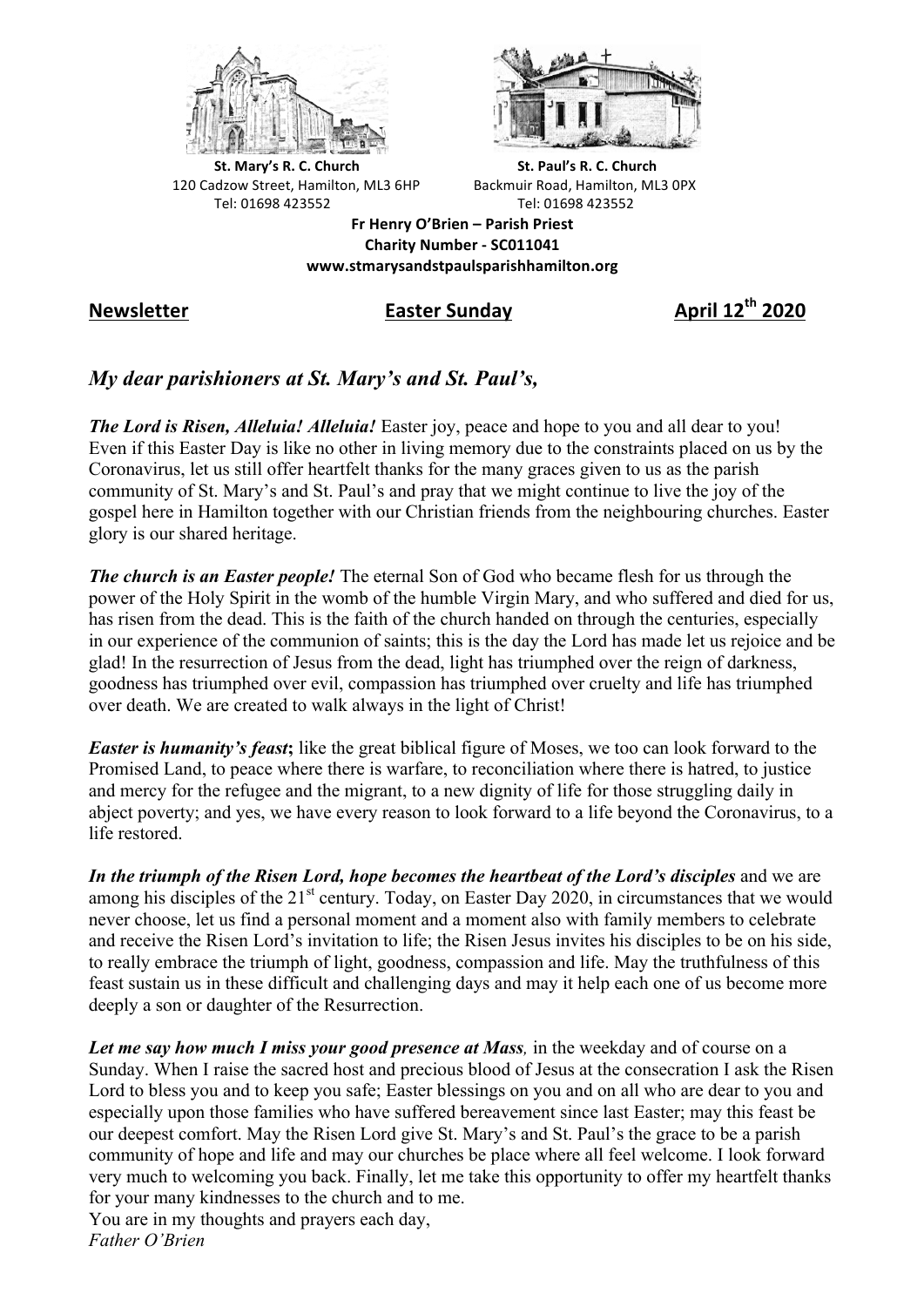**St. Mary's R. C. Church**
120 Cadzow Street, Hamilton, ML3 6HP
Tel: 01698 423552

**St. Paul's R. C. Church**
Backmuir Road, Hamilton, ML3 0PX
Tel: 01698 423552

**Fr Henry O'Brien – Parish Priest**
**Charity Number - SC011041**
**www.stmarysandstpaulsparishhamilton.org**

**Newsletter** **Easter Sunday** **April 12th 2020**

## *My dear parishioners at St. Mary's and St. Paul's,*

***The Lord is Risen, Alleluia! Alleluia!*** Easter joy, peace and hope to you and all dear to you! Even if this Easter Day is like no other in living memory due to the constraints placed on us by the Coronavirus, let us still offer heartfelt thanks for the many graces given to us as the parish community of St. Mary's and St. Paul's and pray that we might continue to live the joy of the gospel here in Hamilton together with our Christian friends from the neighbouring churches. Easter glory is our shared heritage.

***The church is an Easter people!*** The eternal Son of God who became flesh for us through the power of the Holy Spirit in the womb of the humble Virgin Mary, and who suffered and died for us, has risen from the dead. This is the faith of the church handed on through the centuries, especially in our experience of the communion of saints; this is the day the Lord has made let us rejoice and be glad! In the resurrection of Jesus from the dead, light has triumphed over the reign of darkness, goodness has triumphed over evil, compassion has triumphed over cruelty and life has triumphed over death. We are created to walk always in the light of Christ!

***Easter is humanity's feast*;** like the great biblical figure of Moses, we too can look forward to the Promised Land, to peace where there is warfare, to reconciliation where there is hatred, to justice and mercy for the refugee and the migrant, to a new dignity of life for those struggling daily in abject poverty; and yes, we have every reason to look forward to a life beyond the Coronavirus, to a life restored.

***In the triumph of the Risen Lord, hope becomes the heartbeat of the Lord's disciples*** and we are among his disciples of the 21st century. Today, on Easter Day 2020, in circumstances that we would never choose, let us find a personal moment and a moment also with family members to celebrate and receive the Risen Lord's invitation to life; the Risen Jesus invites his disciples to be on his side, to really embrace the triumph of light, goodness, compassion and life. May the truthfulness of this feast sustain us in these difficult and challenging days and may it help each one of us become more deeply a son or daughter of the Resurrection.

***Let me say how much I miss your good presence at Mass****,* in the weekday and of course on a Sunday. When I raise the sacred host and precious blood of Jesus at the consecration I ask the Risen Lord to bless you and to keep you safe; Easter blessings on you and on all who are dear to you and especially upon those families who have suffered bereavement since last Easter; may this feast be our deepest comfort. May the Risen Lord give St. Mary's and St. Paul's the grace to be a parish community of hope and life and may our churches be place where all feel welcome. I look forward very much to welcoming you back. Finally, let me take this opportunity to offer my heartfelt thanks for your many kindnesses to the church and to me.
You are in my thoughts and prayers each day,
*Father O'Brien*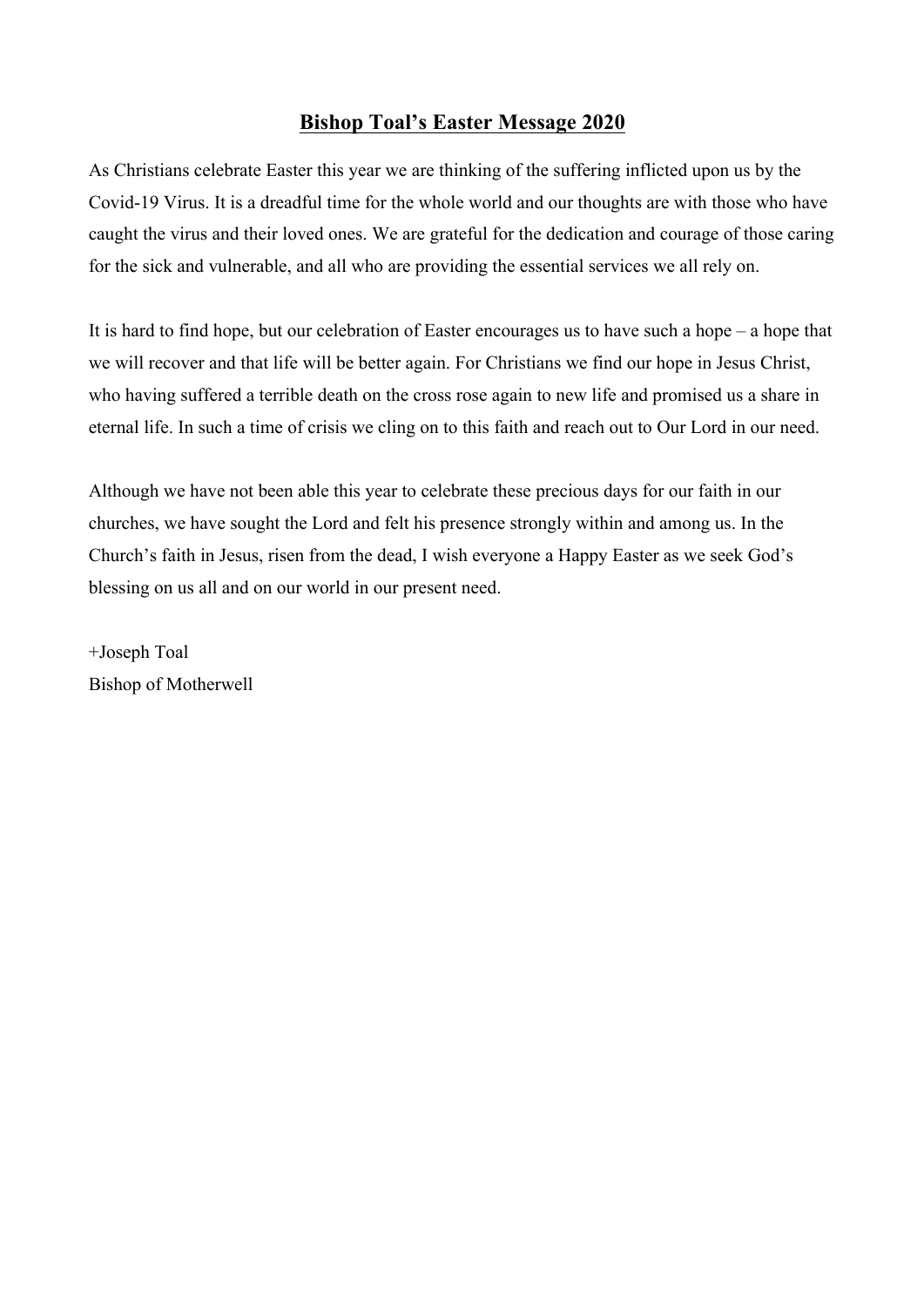## **Bishop Toal's Easter Message 2020**

As Christians celebrate Easter this year we are thinking of the suffering inflicted upon us by the Covid-19 Virus. It is a dreadful time for the whole world and our thoughts are with those who have caught the virus and their loved ones. We are grateful for the dedication and courage of those caring for the sick and vulnerable, and all who are providing the essential services we all rely on.

It is hard to find hope, but our celebration of Easter encourages us to have such a hope – a hope that we will recover and that life will be better again. For Christians we find our hope in Jesus Christ, who having suffered a terrible death on the cross rose again to new life and promised us a share in eternal life. In such a time of crisis we cling on to this faith and reach out to Our Lord in our need.

Although we have not been able this year to celebrate these precious days for our faith in our churches, we have sought the Lord and felt his presence strongly within and among us. In the Church's faith in Jesus, risen from the dead, I wish everyone a Happy Easter as we seek God's blessing on us all and on our world in our present need.

+Joseph Toal
Bishop of Motherwell